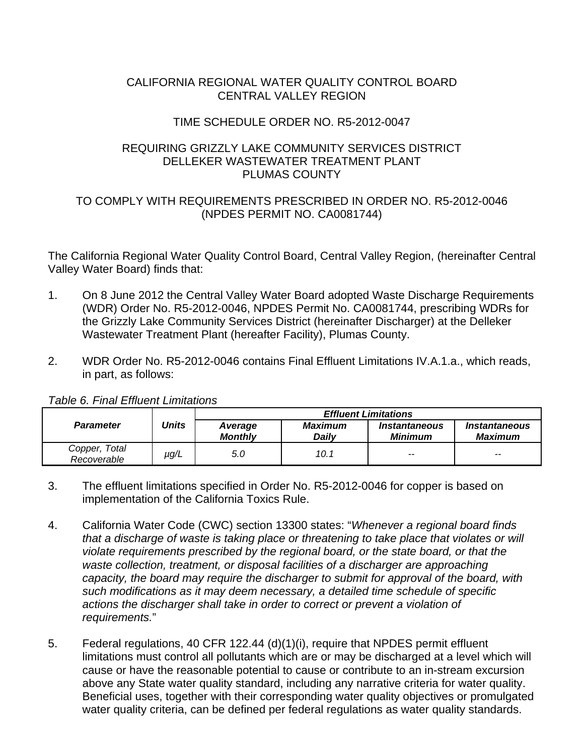CALIFORNIA REGIONAL WATER QUALITY CONTROL BOARD
CENTRAL VALLEY REGION

TIME SCHEDULE ORDER NO. R5-2012-0047

REQUIRING GRIZZLY LAKE COMMUNITY SERVICES DISTRICT
DELLEKER WASTEWATER TREATMENT PLANT
PLUMAS COUNTY

TO COMPLY WITH REQUIREMENTS PRESCRIBED IN ORDER NO. R5-2012-0046
(NPDES PERMIT NO. CA0081744)

The California Regional Water Quality Control Board, Central Valley Region, (hereinafter Central Valley Water Board) finds that:

1. On 8 June 2012 the Central Valley Water Board adopted Waste Discharge Requirements (WDR) Order No. R5-2012-0046, NPDES Permit No. CA0081744, prescribing WDRs for the Grizzly Lake Community Services District (hereinafter Discharger) at the Delleker Wastewater Treatment Plant (hereafter Facility), Plumas County.

2. WDR Order No. R5-2012-0046 contains Final Effluent Limitations IV.A.1.a., which reads, in part, as follows:

*Table 6. Final Effluent Limitations*

| ***Parameter*** | ***Units*** | ***Effluent Limitations*** | | | |
|---|---|---|---|---|---|
| | | ***Average Monthly*** | ***Maximum Daily*** | ***Instantaneous Minimum*** | ***Instantaneous Maximum*** |
| *Copper, Total Recoverable* | *µg/L* | *5.0* | *10.1* | *--* | *--* |

3. The effluent limitations specified in Order No. R5-2012-0046 for copper is based on implementation of the California Toxics Rule.

4. California Water Code (CWC) section 13300 states: "*Whenever a regional board finds that a discharge of waste is taking place or threatening to take place that violates or will violate requirements prescribed by the regional board, or the state board, or that the waste collection, treatment, or disposal facilities of a discharger are approaching capacity, the board may require the discharger to submit for approval of the board, with such modifications as it may deem necessary, a detailed time schedule of specific actions the discharger shall take in order to correct or prevent a violation of requirements.*"

5. Federal regulations, 40 CFR 122.44 (d)(1)(i), require that NPDES permit effluent limitations must control all pollutants which are or may be discharged at a level which will cause or have the reasonable potential to cause or contribute to an in-stream excursion above any State water quality standard, including any narrative criteria for water quality. Beneficial uses, together with their corresponding water quality objectives or promulgated water quality criteria, can be defined per federal regulations as water quality standards.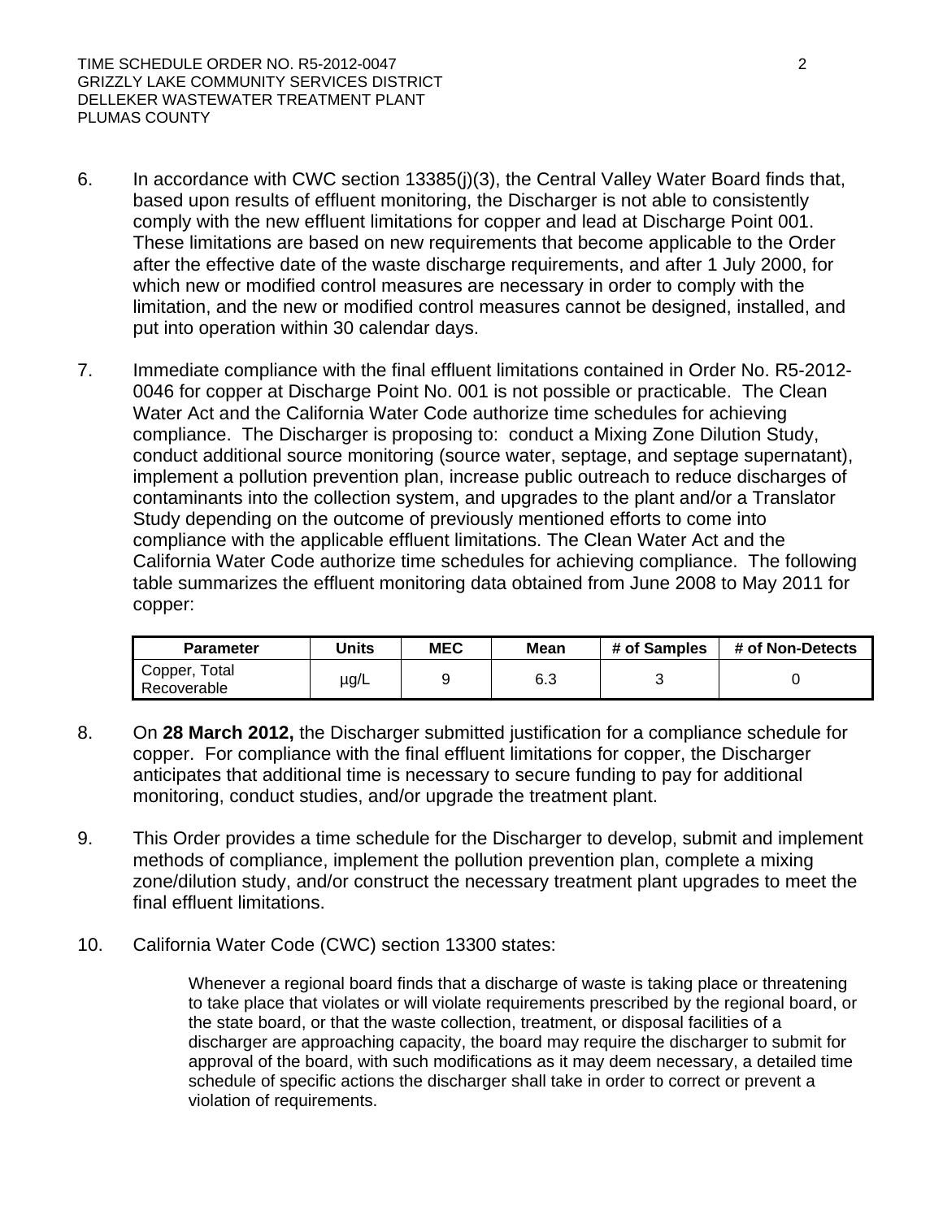6. In accordance with CWC section 13385(j)(3), the Central Valley Water Board finds that, based upon results of effluent monitoring, the Discharger is not able to consistently comply with the new effluent limitations for copper and lead at Discharge Point 001. These limitations are based on new requirements that become applicable to the Order after the effective date of the waste discharge requirements, and after 1 July 2000, for which new or modified control measures are necessary in order to comply with the limitation, and the new or modified control measures cannot be designed, installed, and put into operation within 30 calendar days.

7. Immediate compliance with the final effluent limitations contained in Order No. R5-2012-0046 for copper at Discharge Point No. 001 is not possible or practicable. The Clean Water Act and the California Water Code authorize time schedules for achieving compliance. The Discharger is proposing to: conduct a Mixing Zone Dilution Study, conduct additional source monitoring (source water, septage, and septage supernatant), implement a pollution prevention plan, increase public outreach to reduce discharges of contaminants into the collection system, and upgrades to the plant and/or a Translator Study depending on the outcome of previously mentioned efforts to come into compliance with the applicable effluent limitations. The Clean Water Act and the California Water Code authorize time schedules for achieving compliance. The following table summarizes the effluent monitoring data obtained from June 2008 to May 2011 for copper:

| Parameter | Units | MEC | Mean | # of Samples | # of Non-Detects |
|---|---|---|---|---|---|
| Copper, Total Recoverable | µg/L | 9 | 6.3 | 3 | 0 |

8. On **28 March 2012,** the Discharger submitted justification for a compliance schedule for copper. For compliance with the final effluent limitations for copper, the Discharger anticipates that additional time is necessary to secure funding to pay for additional monitoring, conduct studies, and/or upgrade the treatment plant.

9. This Order provides a time schedule for the Discharger to develop, submit and implement methods of compliance, implement the pollution prevention plan, complete a mixing zone/dilution study, and/or construct the necessary treatment plant upgrades to meet the final effluent limitations.

10. California Water Code (CWC) section 13300 states:

> Whenever a regional board finds that a discharge of waste is taking place or threatening to take place that violates or will violate requirements prescribed by the regional board, or the state board, or that the waste collection, treatment, or disposal facilities of a discharger are approaching capacity, the board may require the discharger to submit for approval of the board, with such modifications as it may deem necessary, a detailed time schedule of specific actions the discharger shall take in order to correct or prevent a violation of requirements.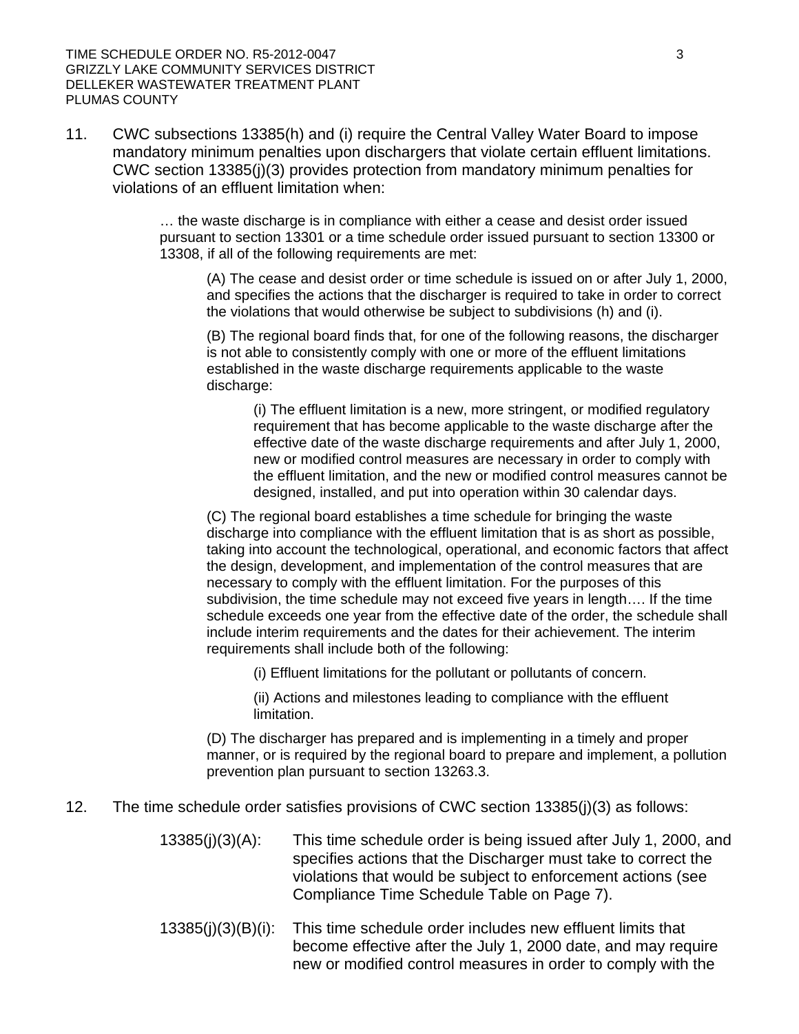11. CWC subsections 13385(h) and (i) require the Central Valley Water Board to impose mandatory minimum penalties upon dischargers that violate certain effluent limitations. CWC section 13385(j)(3) provides protection from mandatory minimum penalties for violations of an effluent limitation when:

> … the waste discharge is in compliance with either a cease and desist order issued pursuant to section 13301 or a time schedule order issued pursuant to section 13300 or 13308, if all of the following requirements are met:
>
> > (A) The cease and desist order or time schedule is issued on or after July 1, 2000, and specifies the actions that the discharger is required to take in order to correct the violations that would otherwise be subject to subdivisions (h) and (i).
> >
> > (B) The regional board finds that, for one of the following reasons, the discharger is not able to consistently comply with one or more of the effluent limitations established in the waste discharge requirements applicable to the waste discharge:
> >
> > > (i) The effluent limitation is a new, more stringent, or modified regulatory requirement that has become applicable to the waste discharge after the effective date of the waste discharge requirements and after July 1, 2000, new or modified control measures are necessary in order to comply with the effluent limitation, and the new or modified control measures cannot be designed, installed, and put into operation within 30 calendar days.
> >
> > (C) The regional board establishes a time schedule for bringing the waste discharge into compliance with the effluent limitation that is as short as possible, taking into account the technological, operational, and economic factors that affect the design, development, and implementation of the control measures that are necessary to comply with the effluent limitation. For the purposes of this subdivision, the time schedule may not exceed five years in length…. If the time schedule exceeds one year from the effective date of the order, the schedule shall include interim requirements and the dates for their achievement. The interim requirements shall include both of the following:
> >
> > > (i) Effluent limitations for the pollutant or pollutants of concern.
> > >
> > > (ii) Actions and milestones leading to compliance with the effluent limitation.
> >
> > (D) The discharger has prepared and is implementing in a timely and proper manner, or is required by the regional board to prepare and implement, a pollution prevention plan pursuant to section 13263.3.

12. The time schedule order satisfies provisions of CWC section 13385(j)(3) as follows:

    13385(j)(3)(A): This time schedule order is being issued after July 1, 2000, and specifies actions that the Discharger must take to correct the violations that would be subject to enforcement actions (see Compliance Time Schedule Table on Page 7).

    13385(j)(3)(B)(i): This time schedule order includes new effluent limits that become effective after the July 1, 2000 date, and may require new or modified control measures in order to comply with the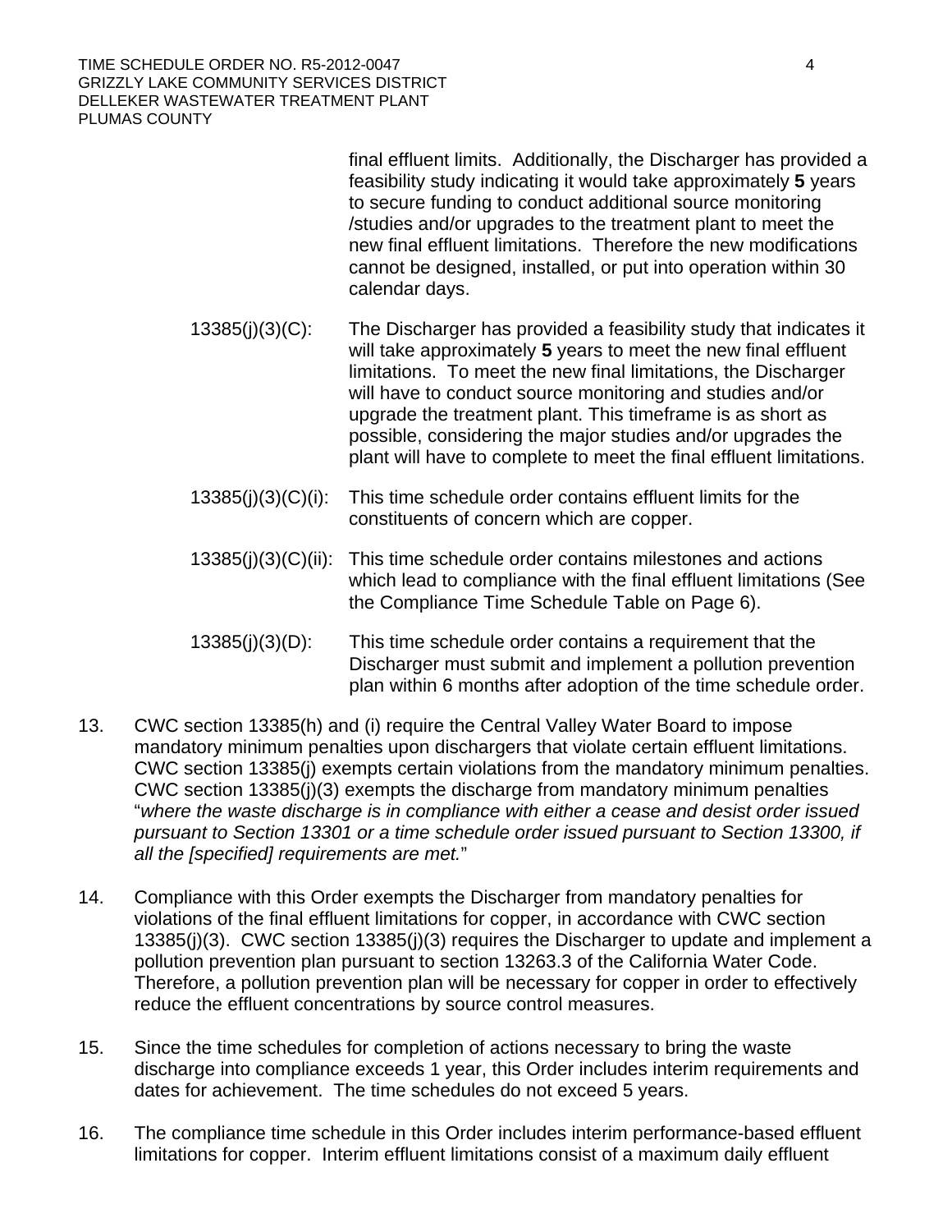final effluent limits. Additionally, the Discharger has provided a feasibility study indicating it would take approximately **5** years to secure funding to conduct additional source monitoring /studies and/or upgrades to the treatment plant to meet the new final effluent limitations. Therefore the new modifications cannot be designed, installed, or put into operation within 30 calendar days.

13385(j)(3)(C): The Discharger has provided a feasibility study that indicates it will take approximately **5** years to meet the new final effluent limitations. To meet the new final limitations, the Discharger will have to conduct source monitoring and studies and/or upgrade the treatment plant. This timeframe is as short as possible, considering the major studies and/or upgrades the plant will have to complete to meet the final effluent limitations.

13385(j)(3)(C)(i): This time schedule order contains effluent limits for the constituents of concern which are copper.

13385(j)(3)(C)(ii): This time schedule order contains milestones and actions which lead to compliance with the final effluent limitations (See the Compliance Time Schedule Table on Page 6).

13385(j)(3)(D): This time schedule order contains a requirement that the Discharger must submit and implement a pollution prevention plan within 6 months after adoption of the time schedule order.

13. CWC section 13385(h) and (i) require the Central Valley Water Board to impose mandatory minimum penalties upon dischargers that violate certain effluent limitations. CWC section 13385(j) exempts certain violations from the mandatory minimum penalties. CWC section 13385(j)(3) exempts the discharge from mandatory minimum penalties "*where the waste discharge is in compliance with either a cease and desist order issued pursuant to Section 13301 or a time schedule order issued pursuant to Section 13300, if all the [specified] requirements are met.*"

14. Compliance with this Order exempts the Discharger from mandatory penalties for violations of the final effluent limitations for copper, in accordance with CWC section 13385(j)(3). CWC section 13385(j)(3) requires the Discharger to update and implement a pollution prevention plan pursuant to section 13263.3 of the California Water Code. Therefore, a pollution prevention plan will be necessary for copper in order to effectively reduce the effluent concentrations by source control measures.

15. Since the time schedules for completion of actions necessary to bring the waste discharge into compliance exceeds 1 year, this Order includes interim requirements and dates for achievement. The time schedules do not exceed 5 years.

16. The compliance time schedule in this Order includes interim performance-based effluent limitations for copper. Interim effluent limitations consist of a maximum daily effluent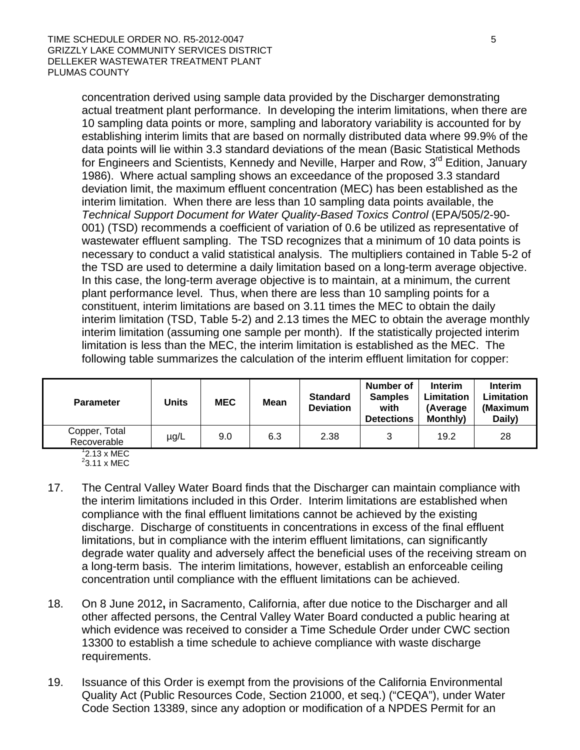concentration derived using sample data provided by the Discharger demonstrating actual treatment plant performance. In developing the interim limitations, when there are 10 sampling data points or more, sampling and laboratory variability is accounted for by establishing interim limits that are based on normally distributed data where 99.9% of the data points will lie within 3.3 standard deviations of the mean (Basic Statistical Methods for Engineers and Scientists, Kennedy and Neville, Harper and Row, 3rd Edition, January 1986). Where actual sampling shows an exceedance of the proposed 3.3 standard deviation limit, the maximum effluent concentration (MEC) has been established as the interim limitation. When there are less than 10 sampling data points available, the *Technical Support Document for Water Quality-Based Toxics Control* (EPA/505/2-90-001) (TSD) recommends a coefficient of variation of 0.6 be utilized as representative of wastewater effluent sampling. The TSD recognizes that a minimum of 10 data points is necessary to conduct a valid statistical analysis. The multipliers contained in Table 5-2 of the TSD are used to determine a daily limitation based on a long-term average objective. In this case, the long-term average objective is to maintain, at a minimum, the current plant performance level. Thus, when there are less than 10 sampling points for a constituent, interim limitations are based on 3.11 times the MEC to obtain the daily interim limitation (TSD, Table 5-2) and 2.13 times the MEC to obtain the average monthly interim limitation (assuming one sample per month). If the statistically projected interim limitation is less than the MEC, the interim limitation is established as the MEC. The following table summarizes the calculation of the interim effluent limitation for copper:

| Parameter | Units | MEC | Mean | Standard Deviation | Number of Samples with Detections | Interim Limitation (Average Monthly) | Interim Limitation (Maximum Daily) |
|---|---|---|---|---|---|---|---|
| Copper, Total Recoverable | µg/L | 9.0 | 6.3 | 2.38 | 3 | 19.2 | 28 |

[1] 2.13 x MEC
[2] 3.11 x MEC

17. The Central Valley Water Board finds that the Discharger can maintain compliance with the interim limitations included in this Order. Interim limitations are established when compliance with the final effluent limitations cannot be achieved by the existing discharge. Discharge of constituents in concentrations in excess of the final effluent limitations, but in compliance with the interim effluent limitations, can significantly degrade water quality and adversely affect the beneficial uses of the receiving stream on a long-term basis. The interim limitations, however, establish an enforceable ceiling concentration until compliance with the effluent limitations can be achieved.

18. On 8 June 2012**,** in Sacramento, California, after due notice to the Discharger and all other affected persons, the Central Valley Water Board conducted a public hearing at which evidence was received to consider a Time Schedule Order under CWC section 13300 to establish a time schedule to achieve compliance with waste discharge requirements.

19. Issuance of this Order is exempt from the provisions of the California Environmental Quality Act (Public Resources Code, Section 21000, et seq.) ("CEQA"), under Water Code Section 13389, since any adoption or modification of a NPDES Permit for an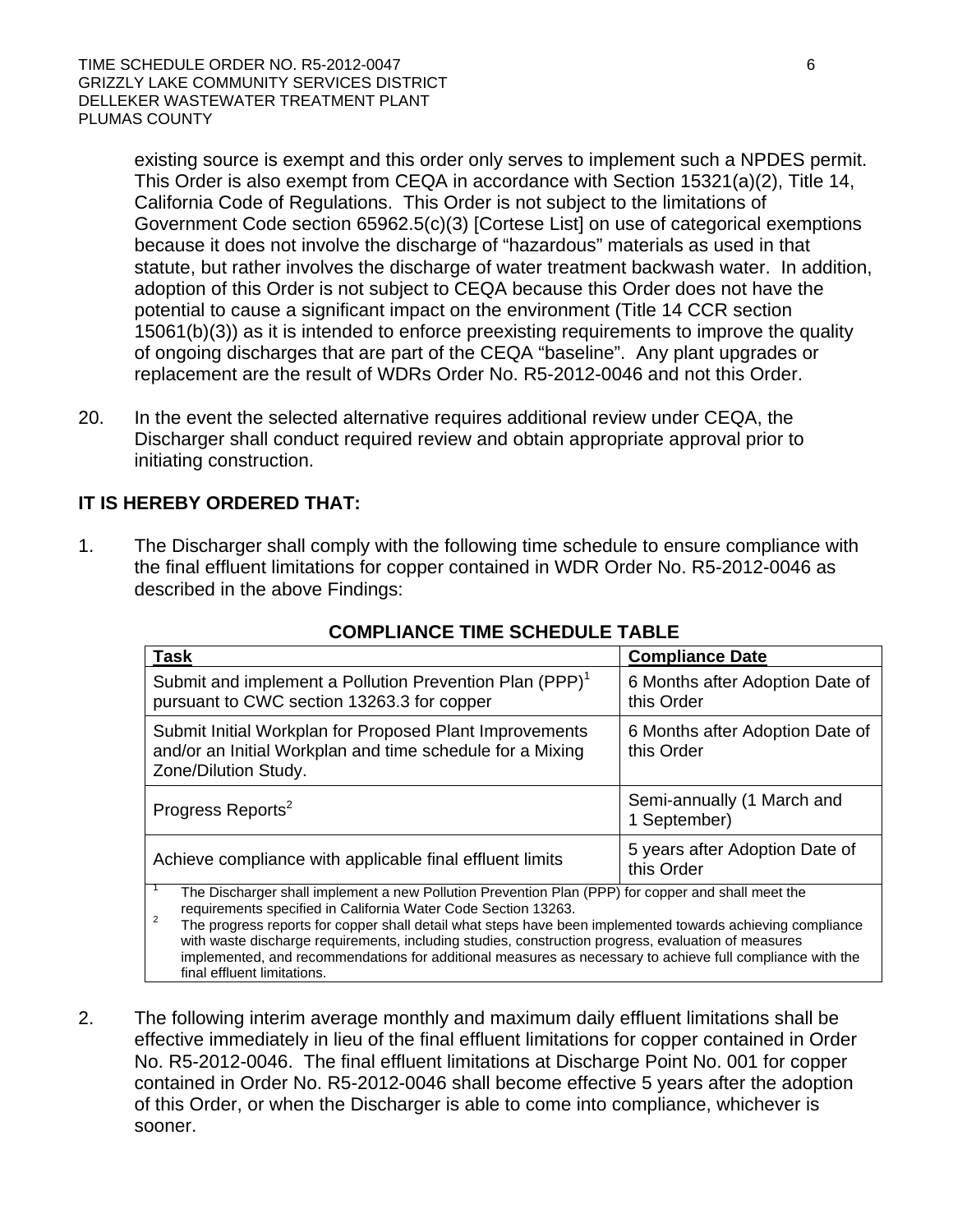existing source is exempt and this order only serves to implement such a NPDES permit. This Order is also exempt from CEQA in accordance with Section 15321(a)(2), Title 14, California Code of Regulations. This Order is not subject to the limitations of Government Code section 65962.5(c)(3) [Cortese List] on use of categorical exemptions because it does not involve the discharge of "hazardous" materials as used in that statute, but rather involves the discharge of water treatment backwash water. In addition, adoption of this Order is not subject to CEQA because this Order does not have the potential to cause a significant impact on the environment (Title 14 CCR section 15061(b)(3)) as it is intended to enforce preexisting requirements to improve the quality of ongoing discharges that are part of the CEQA "baseline". Any plant upgrades or replacement are the result of WDRs Order No. R5-2012-0046 and not this Order.

20. In the event the selected alternative requires additional review under CEQA, the Discharger shall conduct required review and obtain appropriate approval prior to initiating construction.

**IT IS HEREBY ORDERED THAT:**

1. The Discharger shall comply with the following time schedule to ensure compliance with the final effluent limitations for copper contained in WDR Order No. R5-2012-0046 as described in the above Findings:

**COMPLIANCE TIME SCHEDULE TABLE**

| Task | Compliance Date |
|---|---|
| Submit and implement a Pollution Prevention Plan (PPP)[1] pursuant to CWC section 13263.3 for copper | 6 Months after Adoption Date of this Order |
| Submit Initial Workplan for Proposed Plant Improvements and/or an Initial Workplan and time schedule for a Mixing Zone/Dilution Study. | 6 Months after Adoption Date of this Order |
| Progress Reports[2] | Semi-annually (1 March and 1 September) |
| Achieve compliance with applicable final effluent limits | 5 years after Adoption Date of this Order |

[1] The Discharger shall implement a new Pollution Prevention Plan (PPP) for copper and shall meet the requirements specified in California Water Code Section 13263.

[2] The progress reports for copper shall detail what steps have been implemented towards achieving compliance with waste discharge requirements, including studies, construction progress, evaluation of measures implemented, and recommendations for additional measures as necessary to achieve full compliance with the final effluent limitations.

2. The following interim average monthly and maximum daily effluent limitations shall be effective immediately in lieu of the final effluent limitations for copper contained in Order No. R5-2012-0046. The final effluent limitations at Discharge Point No. 001 for copper contained in Order No. R5-2012-0046 shall become effective 5 years after the adoption of this Order, or when the Discharger is able to come into compliance, whichever is sooner.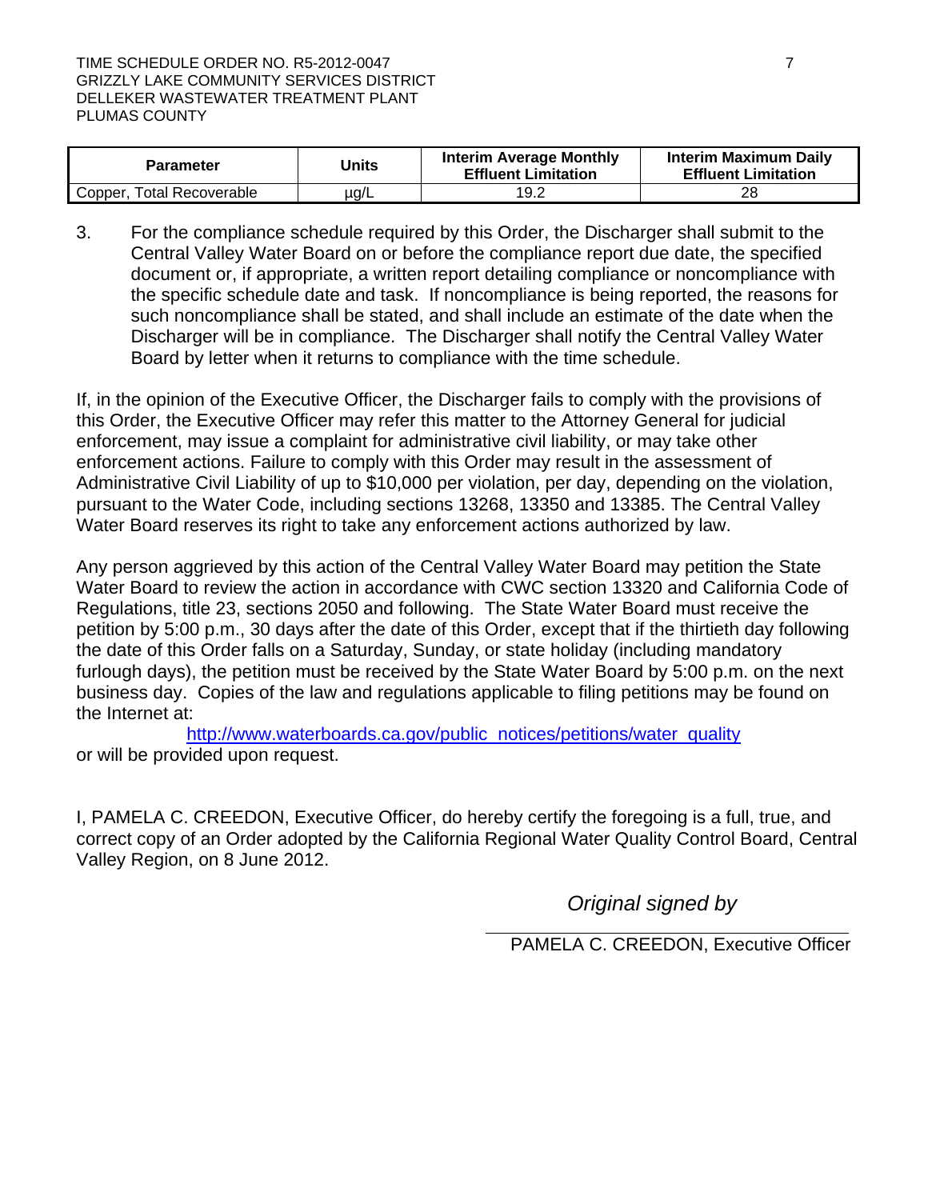| Parameter | Units | Interim Average Monthly Effluent Limitation | Interim Maximum Daily Effluent Limitation |
|---|---|---|---|
| Copper, Total Recoverable | µg/L | 19.2 | 28 |

3. For the compliance schedule required by this Order, the Discharger shall submit to the Central Valley Water Board on or before the compliance report due date, the specified document or, if appropriate, a written report detailing compliance or noncompliance with the specific schedule date and task. If noncompliance is being reported, the reasons for such noncompliance shall be stated, and shall include an estimate of the date when the Discharger will be in compliance. The Discharger shall notify the Central Valley Water Board by letter when it returns to compliance with the time schedule.

If, in the opinion of the Executive Officer, the Discharger fails to comply with the provisions of this Order, the Executive Officer may refer this matter to the Attorney General for judicial enforcement, may issue a complaint for administrative civil liability, or may take other enforcement actions. Failure to comply with this Order may result in the assessment of Administrative Civil Liability of up to $10,000 per violation, per day, depending on the violation, pursuant to the Water Code, including sections 13268, 13350 and 13385. The Central Valley Water Board reserves its right to take any enforcement actions authorized by law.

Any person aggrieved by this action of the Central Valley Water Board may petition the State Water Board to review the action in accordance with CWC section 13320 and California Code of Regulations, title 23, sections 2050 and following. The State Water Board must receive the petition by 5:00 p.m., 30 days after the date of this Order, except that if the thirtieth day following the date of this Order falls on a Saturday, Sunday, or state holiday (including mandatory furlough days), the petition must be received by the State Water Board by 5:00 p.m. on the next business day. Copies of the law and regulations applicable to filing petitions may be found on the Internet at:

http://www.waterboards.ca.gov/public_notices/petitions/water_quality

or will be provided upon request.

I, PAMELA C. CREEDON, Executive Officer, do hereby certify the foregoing is a full, true, and correct copy of an Order adopted by the California Regional Water Quality Control Board, Central Valley Region, on 8 June 2012.

*Original signed by*

PAMELA C. CREEDON, Executive Officer